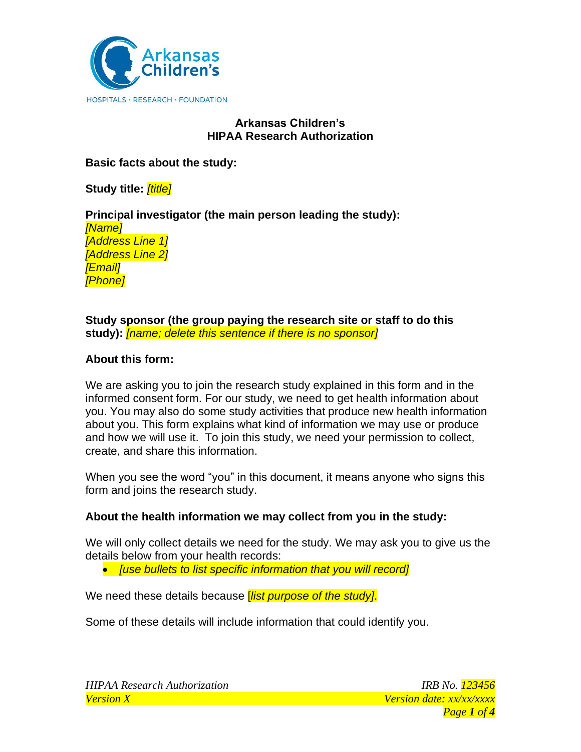# Arkansas Children's
# HIPAA Research Authorization

**Basic facts about the study:**

**Study title:** *[title]*

**Principal investigator (the main person leading the study):**
*[Name]*
*[Address Line 1]*
*[Address Line 2]*
*[Email]*
*[Phone]*

**Study sponsor (the group paying the research site or staff to do this study):** *[name; delete this sentence if there is no sponsor]*

**About this form:**

We are asking you to join the research study explained in this form and in the informed consent form. For our study, we need to get health information about you. You may also do some study activities that produce new health information about you. This form explains what kind of information we may use or produce and how we will use it. To join this study, we need your permission to collect, create, and share this information.

When you see the word "you" in this document, it means anyone who signs this form and joins the research study.

**About the health information we may collect from you in the study:**

We will only collect details we need for the study. We may ask you to give us the details below from your health records:

- *[use bullets to list specific information that you will record]*

We need these details because *[list purpose of the study]*.

Some of these details will include information that could identify you.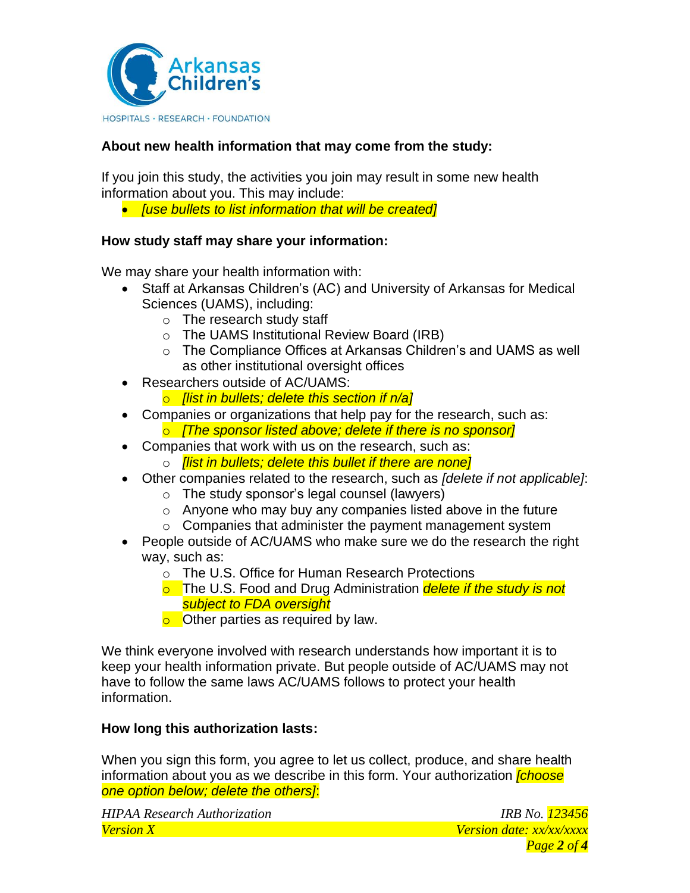**About new health information that may come from the study:**

If you join this study, the activities you join may result in some new health information about you. This may include:

- *[use bullets to list information that will be created]*

**How study staff may share your information:**

We may share your health information with:

- Staff at Arkansas Children's (AC) and University of Arkansas for Medical Sciences (UAMS), including:
  - The research study staff
  - The UAMS Institutional Review Board (IRB)
  - The Compliance Offices at Arkansas Children's and UAMS as well as other institutional oversight offices
- Researchers outside of AC/UAMS:
  - *[list in bullets; delete this section if n/a]*
- Companies or organizations that help pay for the research, such as:
  - *[The sponsor listed above; delete if there is no sponsor]*
- Companies that work with us on the research, such as:
  - *[list in bullets; delete this bullet if there are none]*
- Other companies related to the research, such as *[delete if not applicable]*:
  - The study sponsor's legal counsel (lawyers)
  - Anyone who may buy any companies listed above in the future
  - Companies that administer the payment management system
- People outside of AC/UAMS who make sure we do the research the right way, such as:
  - The U.S. Office for Human Research Protections
  - The U.S. Food and Drug Administration *delete if the study is not subject to FDA oversight*
  - Other parties as required by law.

We think everyone involved with research understands how important it is to keep your health information private. But people outside of AC/UAMS may not have to follow the same laws AC/UAMS follows to protect your health information.

**How long this authorization lasts:**

When you sign this form, you agree to let us collect, produce, and share health information about you as we describe in this form. Your authorization *[choose one option below; delete the others]*: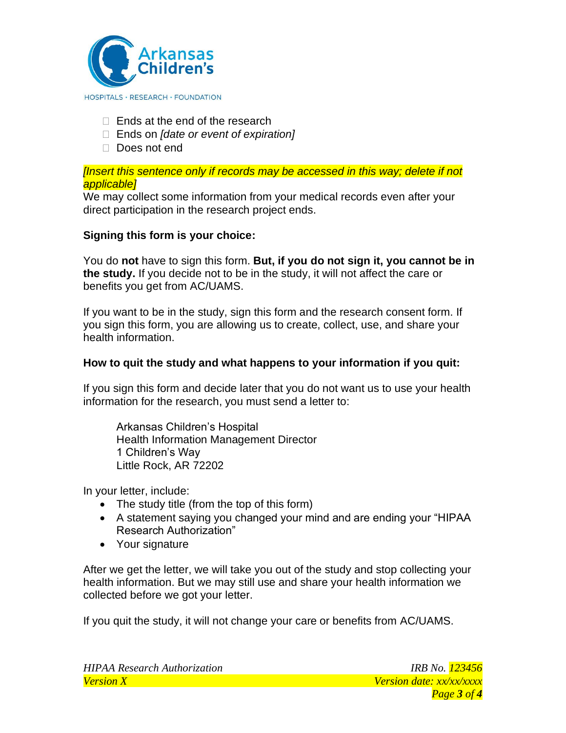- ☐ Ends at the end of the research
- ☐ Ends on *[date or event of expiration]*
- ☐ Does not end

*[Insert this sentence only if records may be accessed in this way; delete if not applicable]*
We may collect some information from your medical records even after your direct participation in the research project ends.

**Signing this form is your choice:**

You do **not** have to sign this form. **But, if you do not sign it, you cannot be in the study.** If you decide not to be in the study, it will not affect the care or benefits you get from AC/UAMS.

If you want to be in the study, sign this form and the research consent form. If you sign this form, you are allowing us to create, collect, use, and share your health information.

**How to quit the study and what happens to your information if you quit:**

If you sign this form and decide later that you do not want us to use your health information for the research, you must send a letter to:

Arkansas Children's Hospital
Health Information Management Director
1 Children's Way
Little Rock, AR 72202

In your letter, include:

- The study title (from the top of this form)
- A statement saying you changed your mind and are ending your "HIPAA Research Authorization"
- Your signature

After we get the letter, we will take you out of the study and stop collecting your health information. But we may still use and share your health information we collected before we got your letter.

If you quit the study, it will not change your care or benefits from AC/UAMS.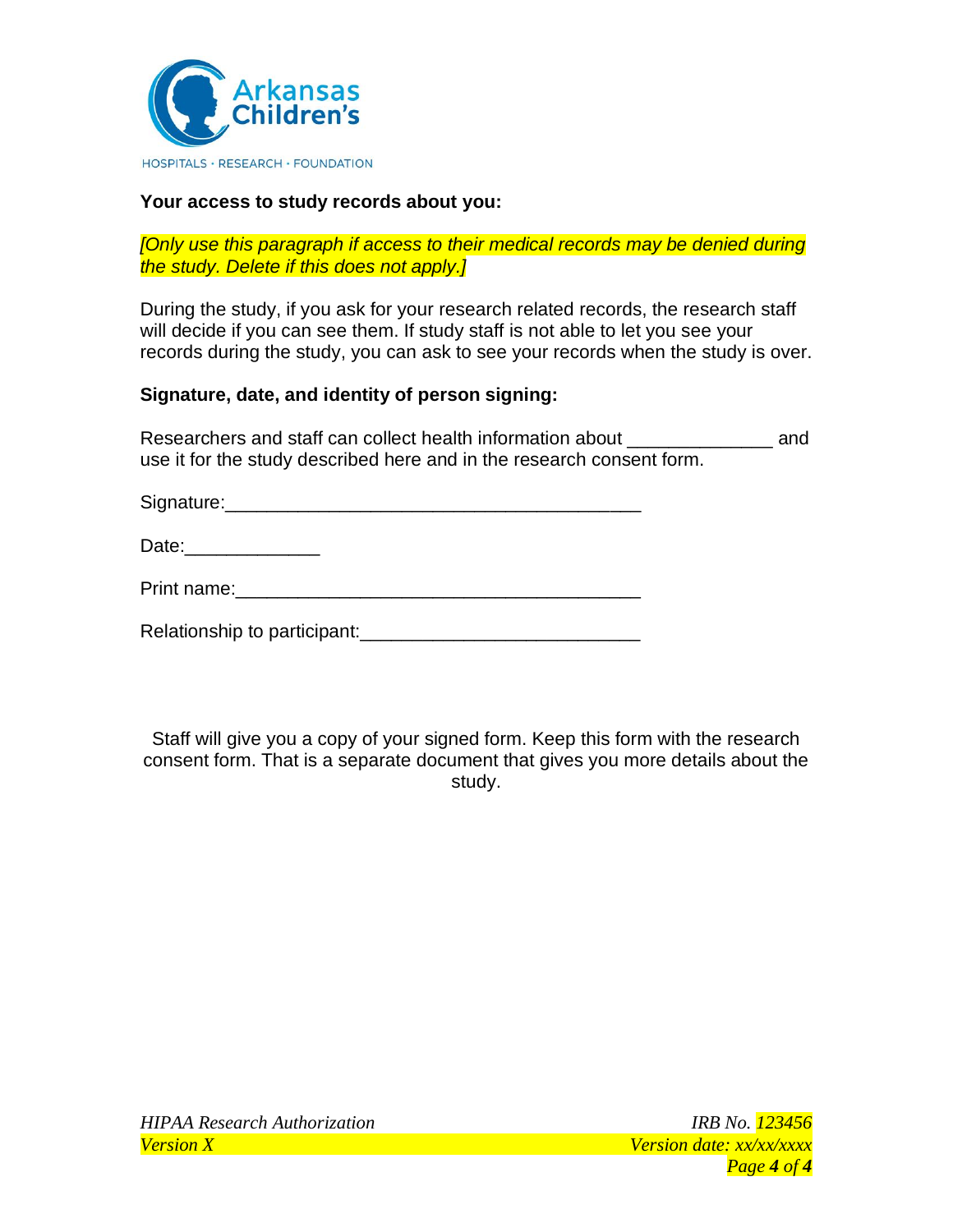**Your access to study records about you:**

*[Only use this paragraph if access to their medical records may be denied during the study. Delete if this does not apply.]*

During the study, if you ask for your research related records, the research staff will decide if you can see them. If study staff is not able to let you see your records during the study, you can ask to see your records when the study is over.

**Signature, date, and identity of person signing:**

Researchers and staff can collect health information about ______________ and use it for the study described here and in the research consent form.

Signature:________________________________________

Date:_____________

Print name:_______________________________________

Relationship to participant:___________________________

Staff will give you a copy of your signed form. Keep this form with the research consent form. That is a separate document that gives you more details about the study.

*HIPAA Research Authorization*
*IRB No. 123456*
*Version X*
*Version date: xx/xx/xxxx*